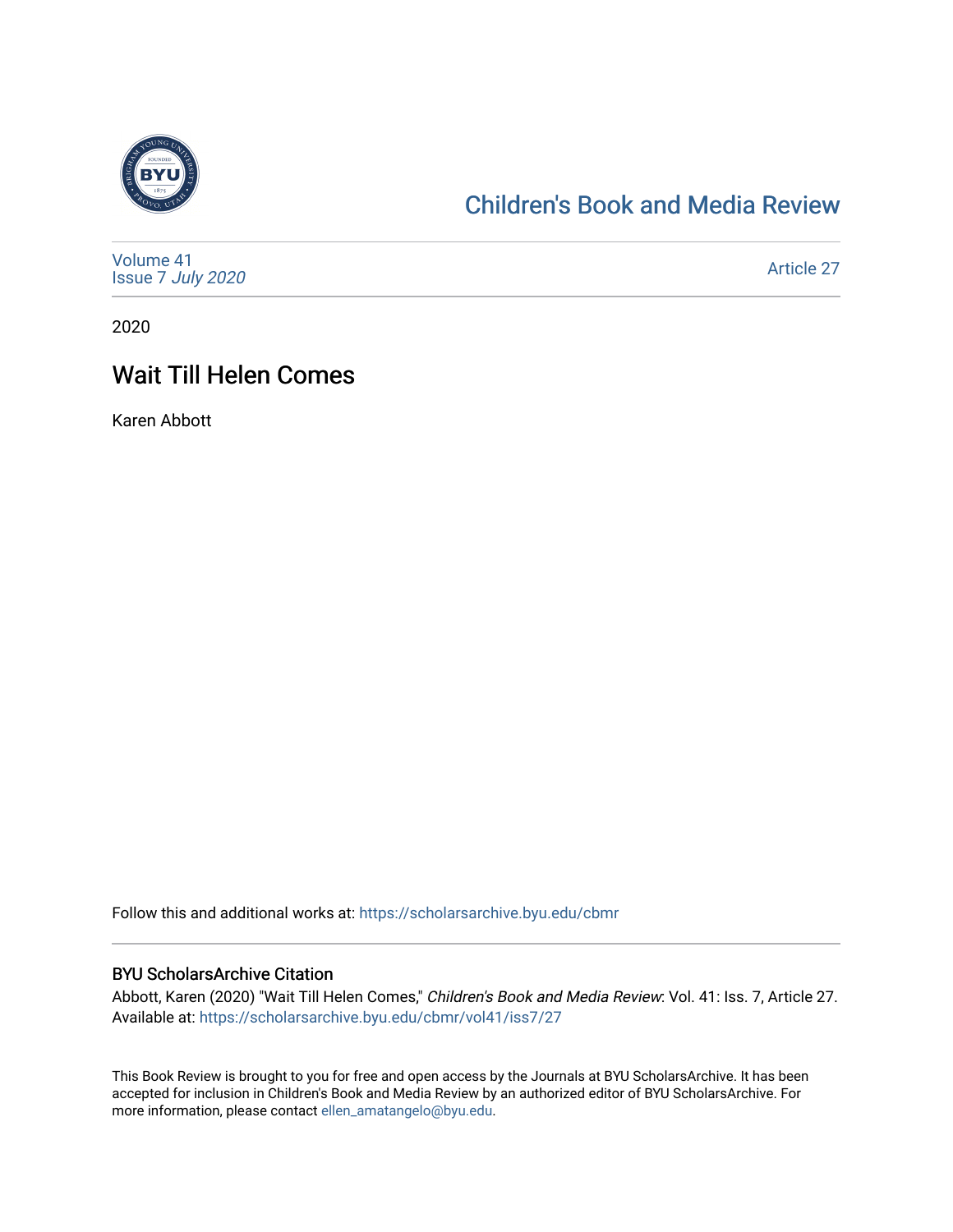Children's Book and Media Review

Volume 41
Issue 7 *July 2020*

Article 27

2020

# Wait Till Helen Comes

Karen Abbott

Follow this and additional works at: https://scholarsarchive.byu.edu/cbmr

## BYU ScholarsArchive Citation

Abbott, Karen (2020) "Wait Till Helen Comes," *Children's Book and Media Review*: Vol. 41: Iss. 7, Article 27.
Available at: https://scholarsarchive.byu.edu/cbmr/vol41/iss7/27

This Book Review is brought to you for free and open access by the Journals at BYU ScholarsArchive. It has been accepted for inclusion in Children's Book and Media Review by an authorized editor of BYU ScholarsArchive. For more information, please contact ellen_amatangelo@byu.edu.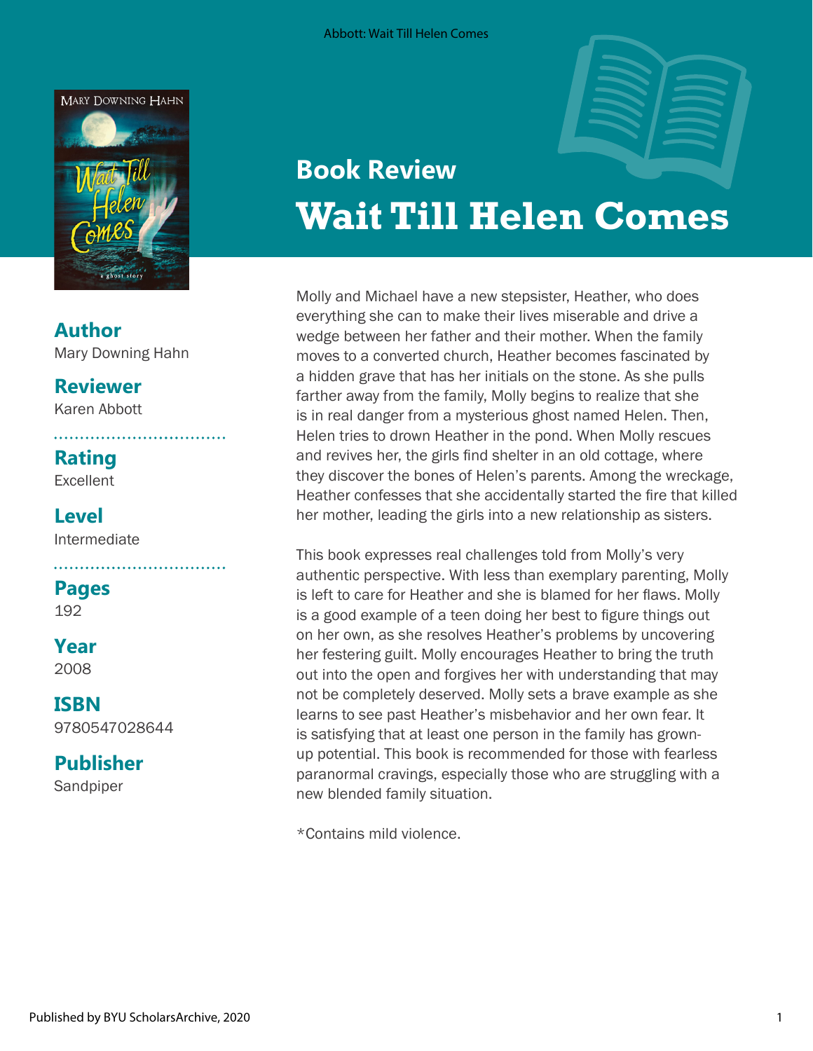## Book Review

# Wait Till Helen Comes

**Author**
Mary Downing Hahn

**Reviewer**
Karen Abbott

**Rating**
Excellent

**Level**
Intermediate

**Pages**
192

**Year**
2008

**ISBN**
9780547028644

**Publisher**
Sandpiper

Molly and Michael have a new stepsister, Heather, who does everything she can to make their lives miserable and drive a wedge between her father and their mother. When the family moves to a converted church, Heather becomes fascinated by a hidden grave that has her initials on the stone. As she pulls farther away from the family, Molly begins to realize that she is in real danger from a mysterious ghost named Helen. Then, Helen tries to drown Heather in the pond. When Molly rescues and revives her, the girls find shelter in an old cottage, where they discover the bones of Helen's parents. Among the wreckage, Heather confesses that she accidentally started the fire that killed her mother, leading the girls into a new relationship as sisters.

This book expresses real challenges told from Molly's very authentic perspective. With less than exemplary parenting, Molly is left to care for Heather and she is blamed for her flaws. Molly is a good example of a teen doing her best to figure things out on her own, as she resolves Heather's problems by uncovering her festering guilt. Molly encourages Heather to bring the truth out into the open and forgives her with understanding that may not be completely deserved. Molly sets a brave example as she learns to see past Heather's misbehavior and her own fear. It is satisfying that at least one person in the family has grown-up potential. This book is recommended for those with fearless paranormal cravings, especially those who are struggling with a new blended family situation.

*Contains mild violence.